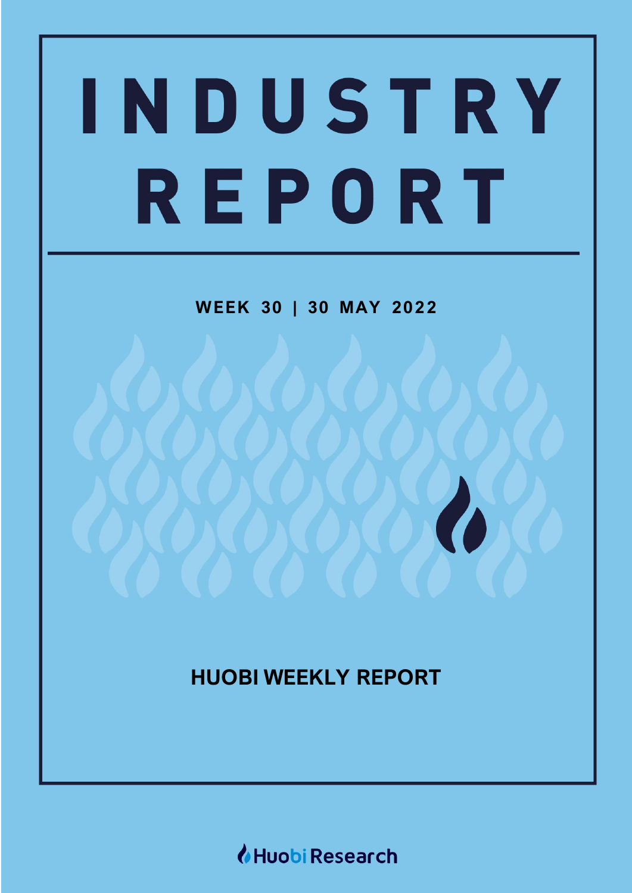# INDUSTRY REPORT

**WEEK 30 | 30 MAY 2022**

## HUOBI WEEKLY REPORT

Huobi Research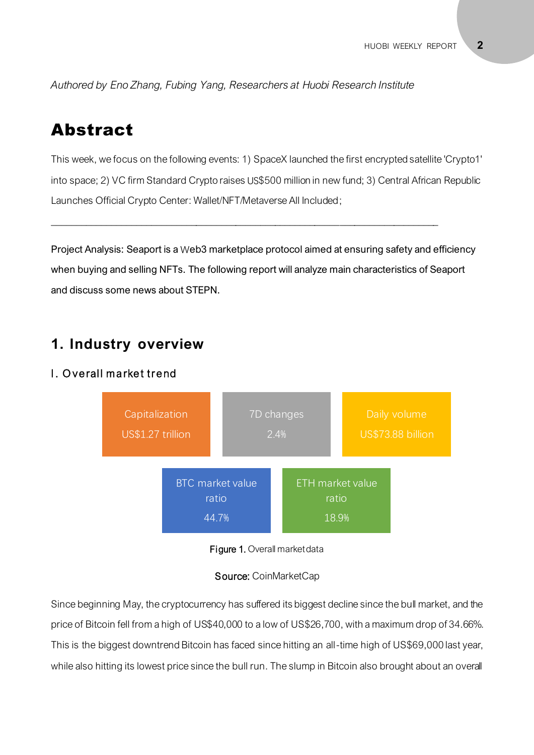*Authored by Eno Zhang, Fubing Yang, Researchers at Huobi Research Institute*

# Abstract

This week, we focus on the following events: 1) SpaceX launched the first encrypted satellite 'Crypto1' into space; 2) VC firm Standard Crypto raises US$500 million in new fund; 3) Central African Republic Launches Official Crypto Center: Wallet/NFT/Metaverse All Included;

---

Project Analysis: Seaport is a Web3 marketplace protocol aimed at ensuring safety and efficiency when buying and selling NFTs. The following report will analyze main characteristics of Seaport and discuss some news about STEPN.

## 1. Industry overview

### I. Overall market trend

| Capitalization | 7D changes | Daily volume | BTC market value ratio | ETH market value ratio |
| --- | --- | --- | --- | --- |
| US$1.27 trillion | 2.4% | US$73.88 billion | 44.7% | 18.9% |

**Figure 1.** Overall market data

**Source:** CoinMarketCap

Since beginning May, the cryptocurrency has suffered its biggest decline since the bull market, and the price of Bitcoin fell from a high of US$40,000 to a low of US$26,700, with a maximum drop of 34.66%. This is the biggest downtrend Bitcoin has faced since hitting an all-time high of US$69,000 last year, while also hitting its lowest price since the bull run. The slump in Bitcoin also brought about an overall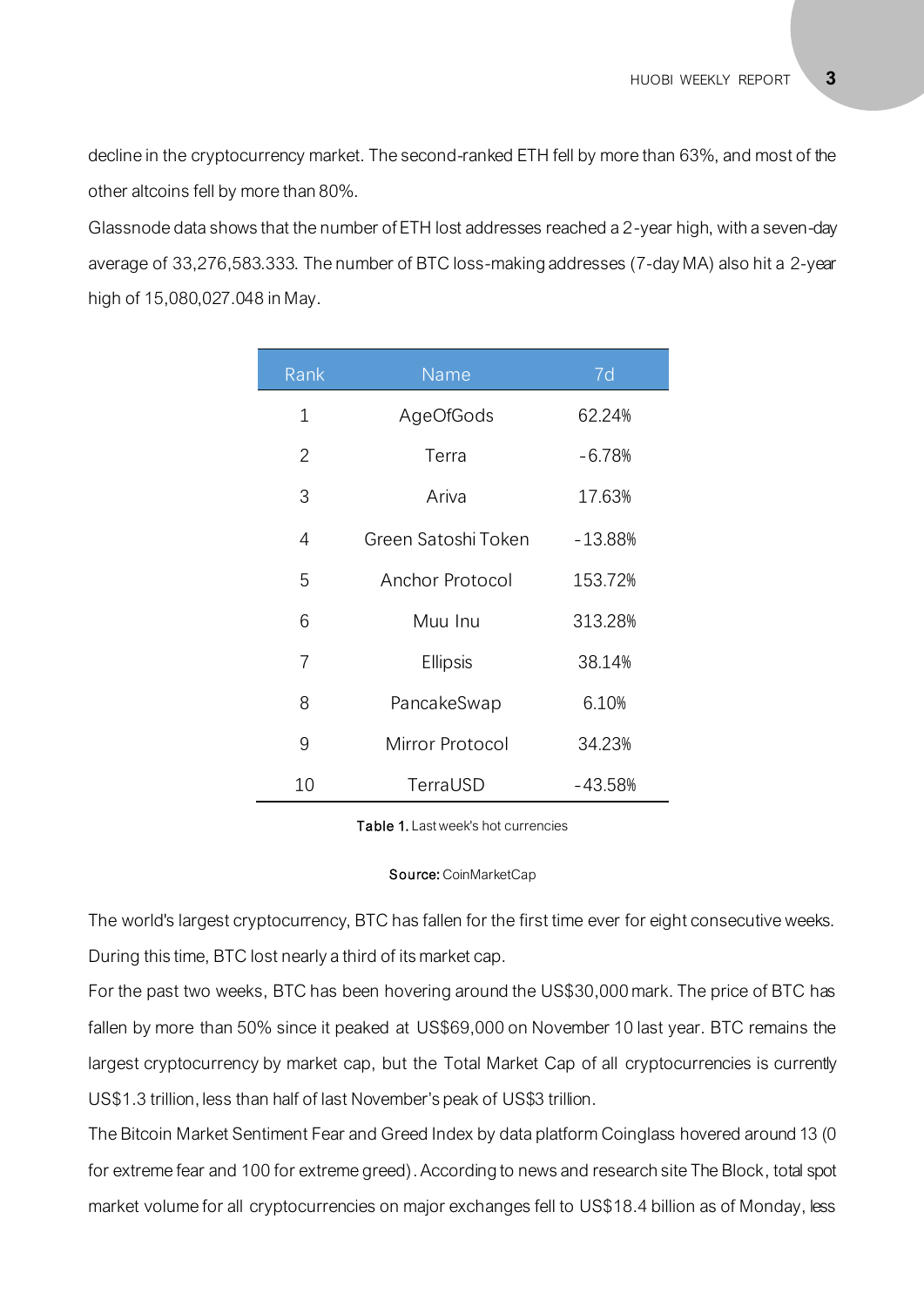decline in the cryptocurrency market. The second-ranked ETH fell by more than 63%, and most of the other altcoins fell by more than 80%.

Glassnode data shows that the number of ETH lost addresses reached a 2-year high, with a seven-day average of 33,276,583.333. The number of BTC loss-making addresses (7-day MA) also hit a 2-year high of 15,080,027.048 in May.

| Rank | Name | 7d |
| --- | --- | --- |
| 1 | AgeOfGods | 62.24% |
| 2 | Terra | -6.78% |
| 3 | Ariva | 17.63% |
| 4 | Green Satoshi Token | -13.88% |
| 5 | Anchor Protocol | 153.72% |
| 6 | Muu Inu | 313.28% |
| 7 | Ellipsis | 38.14% |
| 8 | PancakeSwap | 6.10% |
| 9 | Mirror Protocol | 34.23% |
| 10 | TerraUSD | -43.58% |

**Table 1.** Last week's hot currencies

**Source:** CoinMarketCap

The world's largest cryptocurrency, BTC has fallen for the first time ever for eight consecutive weeks. During this time, BTC lost nearly a third of its market cap.

For the past two weeks, BTC has been hovering around the US$30,000 mark. The price of BTC has fallen by more than 50% since it peaked at US$69,000 on November 10 last year. BTC remains the largest cryptocurrency by market cap, but the Total Market Cap of all cryptocurrencies is currently US$1.3 trillion, less than half of last November's peak of US$3 trillion.

The Bitcoin Market Sentiment Fear and Greed Index by data platform Coinglass hovered around 13 (0 for extreme fear and 100 for extreme greed). According to news and research site The Block, total spot market volume for all cryptocurrencies on major exchanges fell to US$18.4 billion as of Monday, less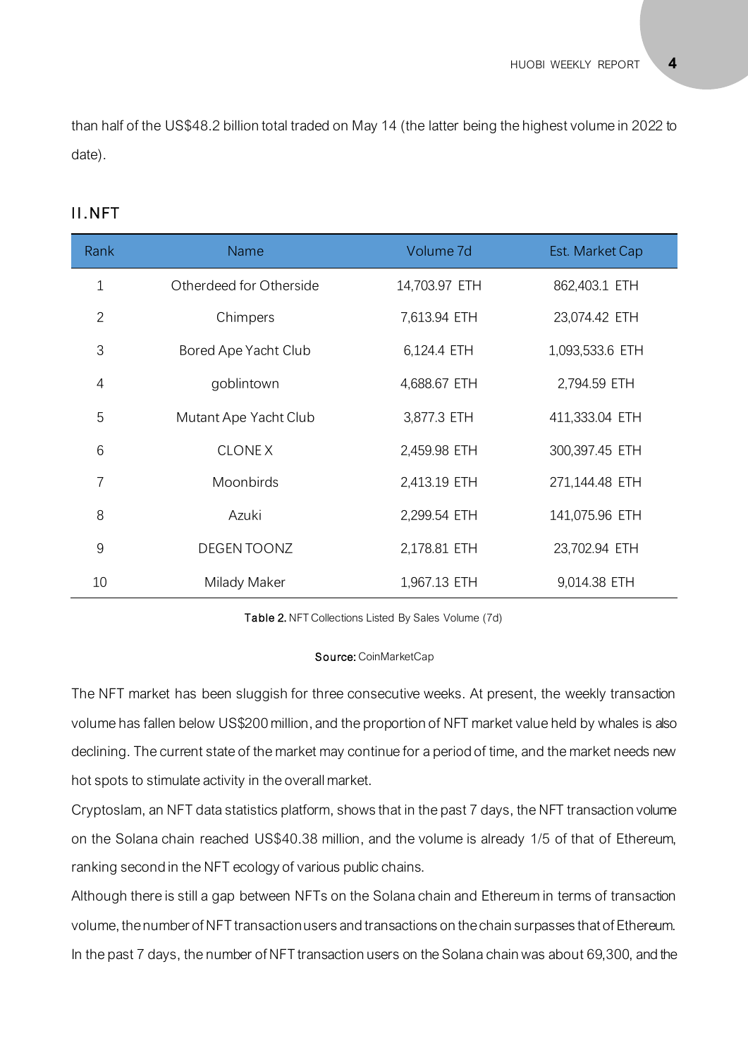than half of the US$48.2 billion total traded on May 14 (the latter being the highest volume in 2022 to date).

## II.NFT

| Rank | Name | Volume 7d | Est. Market Cap |
|---|---|---|---|
| 1 | Otherdeed for Otherside | 14,703.97 ETH | 862,403.1 ETH |
| 2 | Chimpers | 7,613.94 ETH | 23,074.42 ETH |
| 3 | Bored Ape Yacht Club | 6,124.4 ETH | 1,093,533.6 ETH |
| 4 | goblintown | 4,688.67 ETH | 2,794.59 ETH |
| 5 | Mutant Ape Yacht Club | 3,877.3 ETH | 411,333.04 ETH |
| 6 | CLONE X | 2,459.98 ETH | 300,397.45 ETH |
| 7 | Moonbirds | 2,413.19 ETH | 271,144.48 ETH |
| 8 | Azuki | 2,299.54 ETH | 141,075.96 ETH |
| 9 | DEGEN TOONZ | 2,178.81 ETH | 23,702.94 ETH |
| 10 | Milady Maker | 1,967.13 ETH | 9,014.38 ETH |

**Table 2.** NFT Collections Listed By Sales Volume (7d)

**Source:** CoinMarketCap

The NFT market has been sluggish for three consecutive weeks. At present, the weekly transaction volume has fallen below US$200 million, and the proportion of NFT market value held by whales is also declining. The current state of the market may continue for a period of time, and the market needs new hot spots to stimulate activity in the overall market.

Cryptoslam, an NFT data statistics platform, shows that in the past 7 days, the NFT transaction volume on the Solana chain reached US$40.38 million, and the volume is already 1/5 of that of Ethereum, ranking second in the NFT ecology of various public chains.

Although there is still a gap between NFTs on the Solana chain and Ethereum in terms of transaction volume, the number of NFT transaction users and transactions on the chain surpasses that of Ethereum. In the past 7 days, the number of NFT transaction users on the Solana chain was about 69,300, and the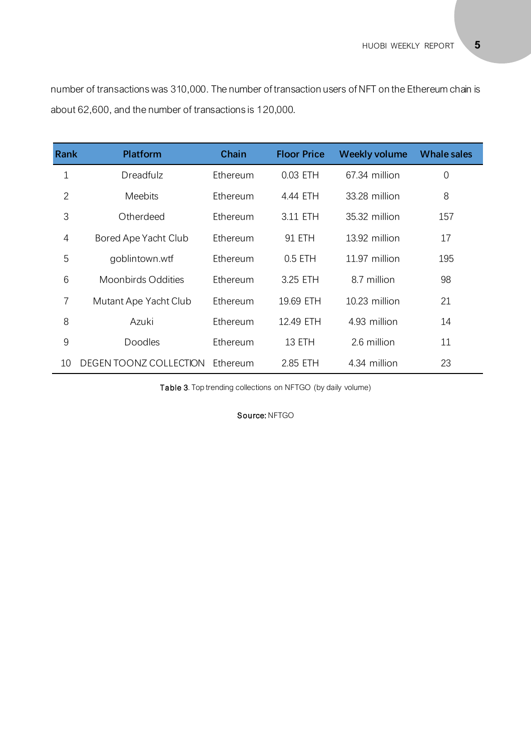number of transactions was 310,000. The number of transaction users of NFT on the Ethereum chain is about 62,600, and the number of transactions is 120,000.

| Rank | Platform | Chain | Floor Price | Weekly volume | Whale sales |
|---|---|---|---|---|---|
| 1 | Dreadfulz | Ethereum | 0.03 ETH | 67.34 million | 0 |
| 2 | Meebits | Ethereum | 4.44 ETH | 33.28 million | 8 |
| 3 | Otherdeed | Ethereum | 3.11 ETH | 35.32 million | 157 |
| 4 | Bored Ape Yacht Club | Ethereum | 91 ETH | 13.92 million | 17 |
| 5 | goblintown.wtf | Ethereum | 0.5 ETH | 11.97 million | 195 |
| 6 | Moonbirds Oddities | Ethereum | 3.25 ETH | 8.7 million | 98 |
| 7 | Mutant Ape Yacht Club | Ethereum | 19.69 ETH | 10.23 million | 21 |
| 8 | Azuki | Ethereum | 12.49 ETH | 4.93 million | 14 |
| 9 | Doodles | Ethereum | 13 ETH | 2.6 million | 11 |
| 10 | DEGEN TOONZ COLLECTION | Ethereum | 2.85 ETH | 4.34 million | 23 |

**Table 3**. Top trending collections on NFTGO (by daily volume)

**Source:** NFTGO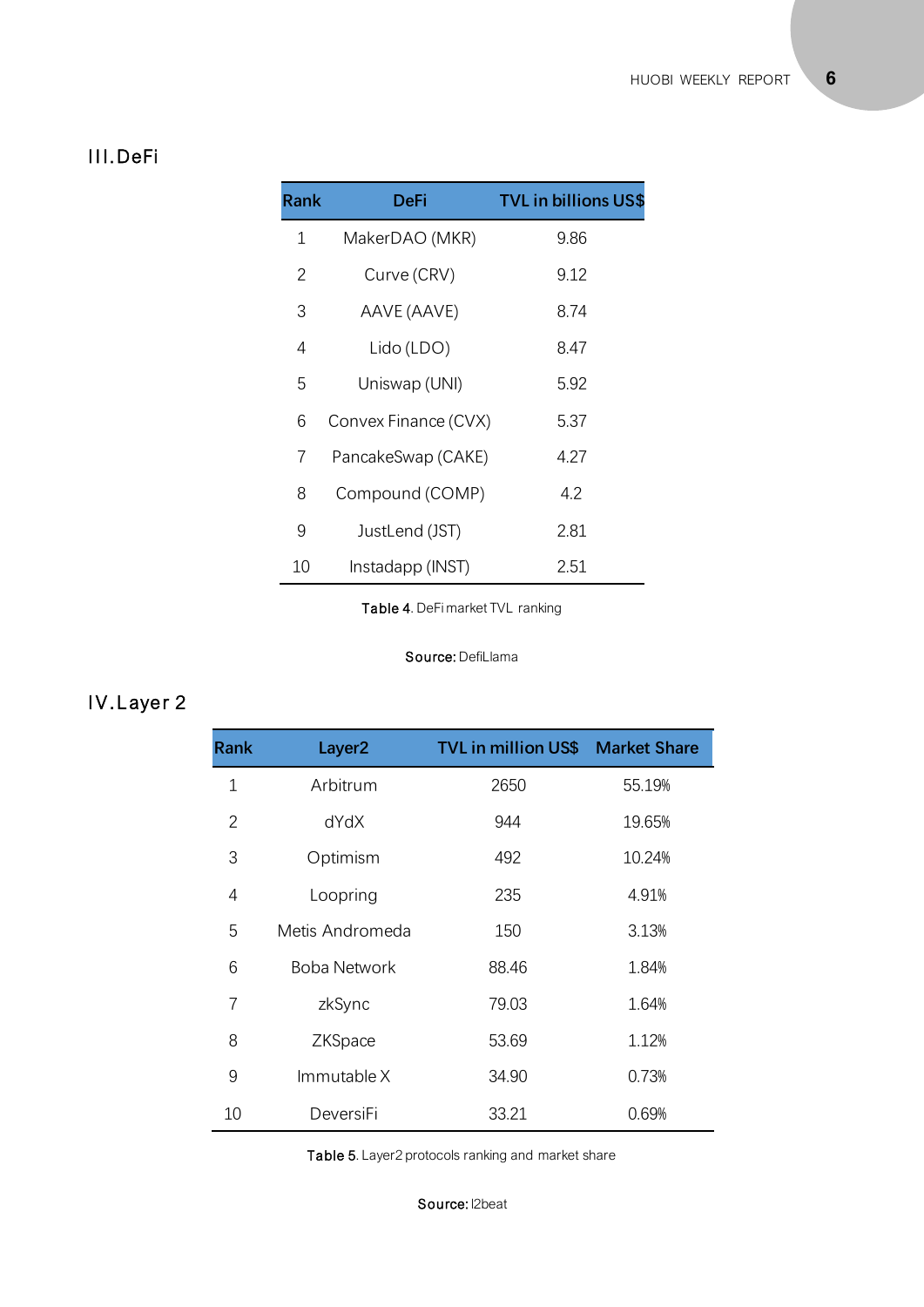## III. DeFi

| Rank | DeFi | TVL in billions US$ |
|---|---|---|
| 1 | MakerDAO (MKR) | 9.86 |
| 2 | Curve (CRV) | 9.12 |
| 3 | AAVE (AAVE) | 8.74 |
| 4 | Lido (LDO) | 8.47 |
| 5 | Uniswap (UNI) | 5.92 |
| 6 | Convex Finance (CVX) | 5.37 |
| 7 | PancakeSwap (CAKE) | 4.27 |
| 8 | Compound (COMP) | 4.2 |
| 9 | JustLend (JST) | 2.81 |
| 10 | Instadapp (INST) | 2.51 |

**Table 4**. DeFi market TVL ranking

**Source:** DefiLlama

## IV. Layer 2

| Rank | Layer2 | TVL in million US$ | Market Share |
|---|---|---|---|
| 1 | Arbitrum | 2650 | 55.19% |
| 2 | dYdX | 944 | 19.65% |
| 3 | Optimism | 492 | 10.24% |
| 4 | Loopring | 235 | 4.91% |
| 5 | Metis Andromeda | 150 | 3.13% |
| 6 | Boba Network | 88.46 | 1.84% |
| 7 | zkSync | 79.03 | 1.64% |
| 8 | ZKSpace | 53.69 | 1.12% |
| 9 | Immutable X | 34.90 | 0.73% |
| 10 | DeversiFi | 33.21 | 0.69% |

**Table 5**. Layer2 protocols ranking and market share

**Source:** l2beat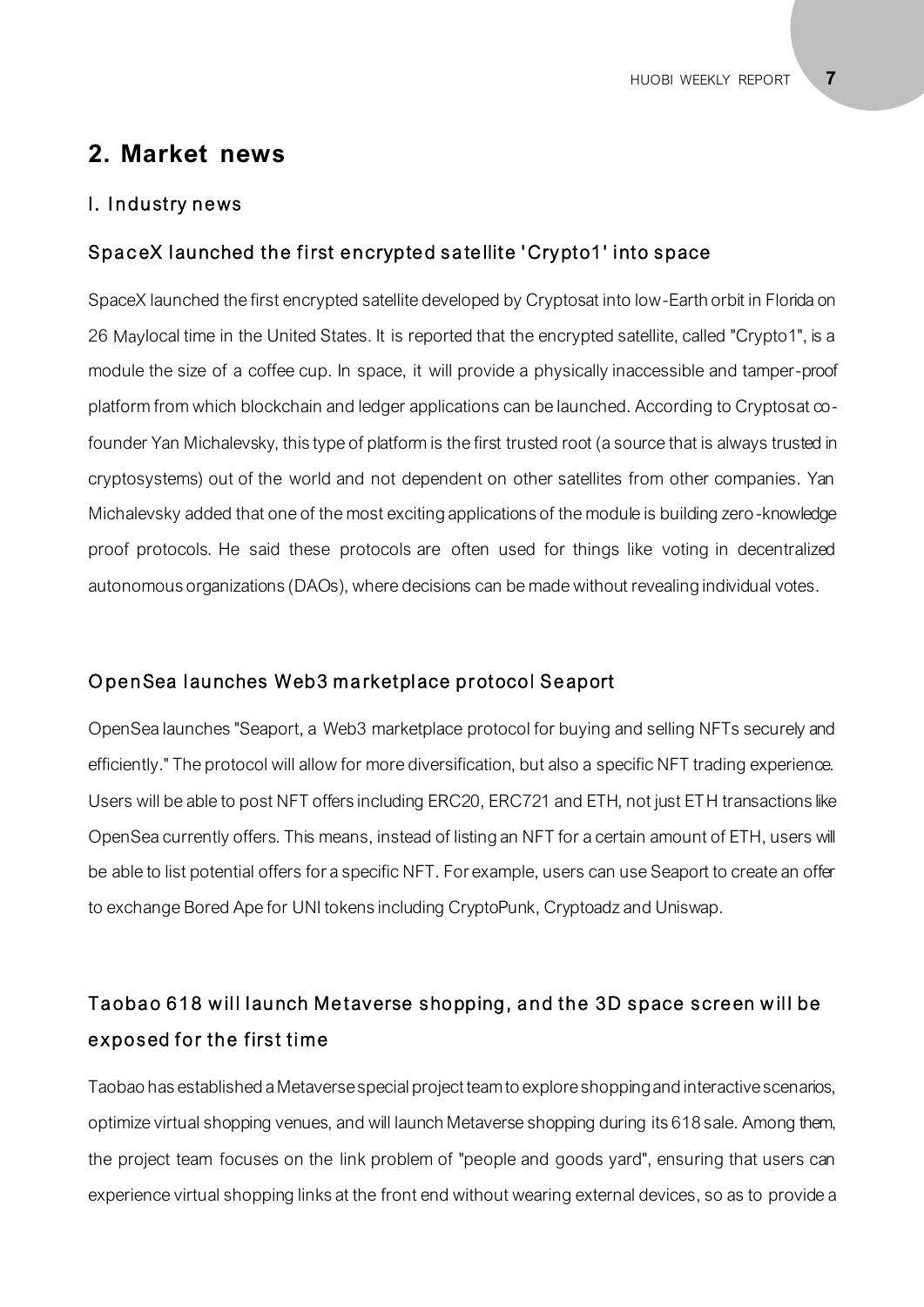## 2. Market news

### I. Industry news

### SpaceX launched the first encrypted satellite 'Crypto1' into space

SpaceX launched the first encrypted satellite developed by Cryptosat into low-Earth orbit in Florida on 26 Maylocal time in the United States. It is reported that the encrypted satellite, called "Crypto1", is a module the size of a coffee cup. In space, it will provide a physically inaccessible and tamper-proof platform from which blockchain and ledger applications can be launched. According to Cryptosat co-founder Yan Michalevsky, this type of platform is the first trusted root (a source that is always trusted in cryptosystems) out of the world and not dependent on other satellites from other companies. Yan Michalevsky added that one of the most exciting applications of the module is building zero-knowledge proof protocols. He said these protocols are often used for things like voting in decentralized autonomous organizations (DAOs), where decisions can be made without revealing individual votes.

### OpenSea launches Web3 marketplace protocol Seaport

OpenSea launches "Seaport, a Web3 marketplace protocol for buying and selling NFTs securely and efficiently." The protocol will allow for more diversification, but also a specific NFT trading experience. Users will be able to post NFT offers including ERC20, ERC721 and ETH, not just ETH transactions like OpenSea currently offers. This means, instead of listing an NFT for a certain amount of ETH, users will be able to list potential offers for a specific NFT. For example, users can use Seaport to create an offer to exchange Bored Ape for UNI tokens including CryptoPunk, Cryptoadz and Uniswap.

### Taobao 618 will launch Metaverse shopping, and the 3D space screen will be exposed for the first time

Taobao has established a Metaverse special project team to explore shopping and interactive scenarios, optimize virtual shopping venues, and will launch Metaverse shopping during its 618 sale. Among them, the project team focuses on the link problem of "people and goods yard", ensuring that users can experience virtual shopping links at the front end without wearing external devices, so as to provide a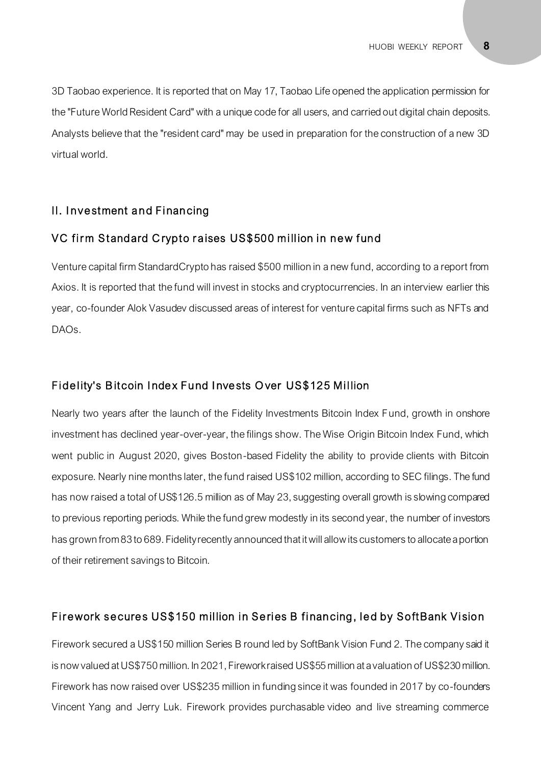3D Taobao experience. It is reported that on May 17, Taobao Life opened the application permission for the "Future World Resident Card" with a unique code for all users, and carried out digital chain deposits. Analysts believe that the "resident card" may be used in preparation for the construction of a new 3D virtual world.

## II. Investment and Financing

### VC firm Standard Crypto raises US$500 million in new fund

Venture capital firm StandardCrypto has raised $500 million in a new fund, according to a report from Axios. It is reported that the fund will invest in stocks and cryptocurrencies. In an interview earlier this year, co-founder Alok Vasudev discussed areas of interest for venture capital firms such as NFTs and DAOs.

### Fidelity's Bitcoin Index Fund Invests Over US$125 Million

Nearly two years after the launch of the Fidelity Investments Bitcoin Index Fund, growth in onshore investment has declined year-over-year, the filings show. The Wise Origin Bitcoin Index Fund, which went public in August 2020, gives Boston-based Fidelity the ability to provide clients with Bitcoin exposure. Nearly nine months later, the fund raised US$102 million, according to SEC filings. The fund has now raised a total of US$126.5 million as of May 23, suggesting overall growth is slowing compared to previous reporting periods. While the fund grew modestly in its second year, the number of investors has grown from 83 to 689. Fidelity recently announced that it will allow its customers to allocate a portion of their retirement savings to Bitcoin.

### Firework secures US$150 million in Series B financing, led by SoftBank Vision

Firework secured a US$150 million Series B round led by SoftBank Vision Fund 2. The company said it is now valued at US$750 million. In 2021, Firework raised US$55 million at a valuation of US$230 million. Firework has now raised over US$235 million in funding since it was founded in 2017 by co-founders Vincent Yang and Jerry Luk. Firework provides purchasable video and live streaming commerce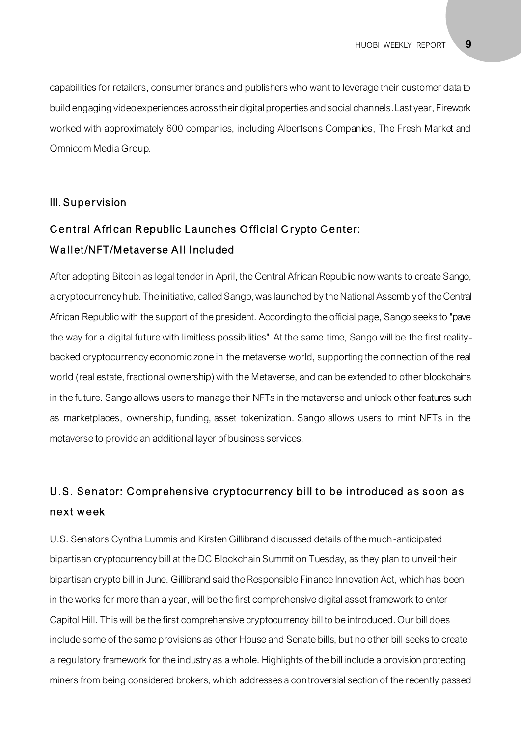capabilities for retailers, consumer brands and publishers who want to leverage their customer data to build engaging video experiences across their digital properties and social channels. Last year, Firework worked with approximately 600 companies, including Albertsons Companies, The Fresh Market and Omnicom Media Group.

## III. Supervision

### Central African Republic Launches Official Crypto Center: Wallet/NFT/Metaverse All Included

After adopting Bitcoin as legal tender in April, the Central African Republic now wants to create Sango, a cryptocurrency hub. The initiative, called Sango, was launched by the National Assembly of the Central African Republic with the support of the president. According to the official page, Sango seeks to "pave the way for a digital future with limitless possibilities". At the same time, Sango will be the first reality-backed cryptocurrency economic zone in the metaverse world, supporting the connection of the real world (real estate, fractional ownership) with the Metaverse, and can be extended to other blockchains in the future. Sango allows users to manage their NFTs in the metaverse and unlock other features such as marketplaces, ownership, funding, asset tokenization. Sango allows users to mint NFTs in the metaverse to provide an additional layer of business services.

### U.S. Senator: Comprehensive cryptocurrency bill to be introduced as soon as next week

U.S. Senators Cynthia Lummis and Kirsten Gillibrand discussed details of the much-anticipated bipartisan cryptocurrency bill at the DC Blockchain Summit on Tuesday, as they plan to unveil their bipartisan crypto bill in June. Gillibrand said the Responsible Finance Innovation Act, which has been in the works for more than a year, will be the first comprehensive digital asset framework to enter Capitol Hill. This will be the first comprehensive cryptocurrency bill to be introduced. Our bill does include some of the same provisions as other House and Senate bills, but no other bill seeks to create a regulatory framework for the industry as a whole. Highlights of the bill include a provision protecting miners from being considered brokers, which addresses a controversial section of the recently passed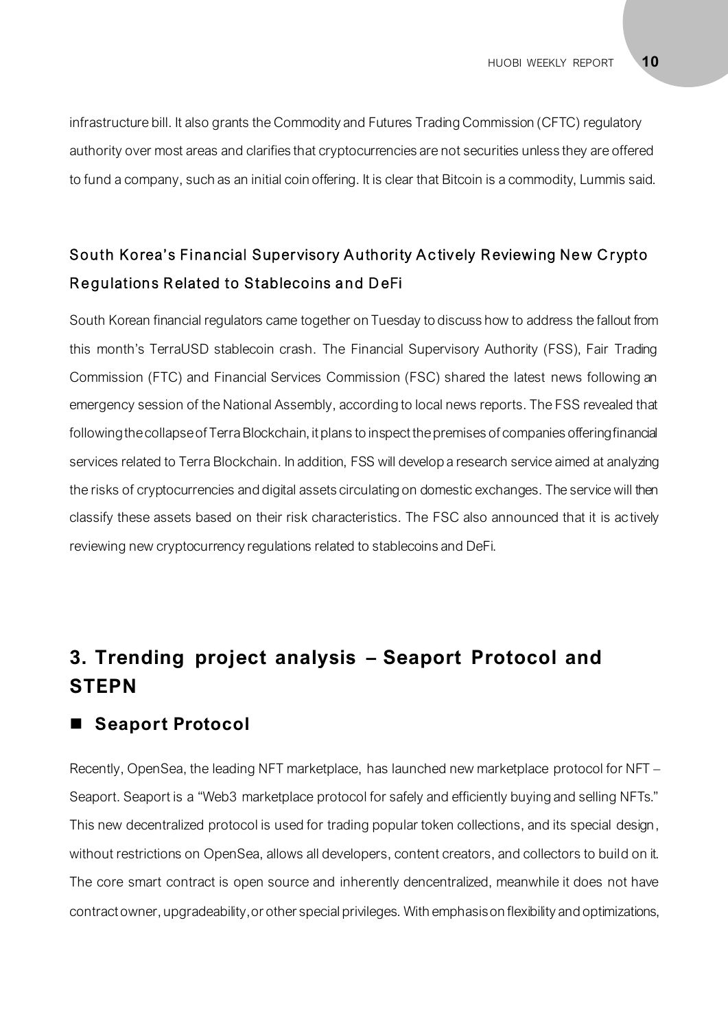infrastructure bill. It also grants the Commodity and Futures Trading Commission (CFTC) regulatory authority over most areas and clarifies that cryptocurrencies are not securities unless they are offered to fund a company, such as an initial coin offering. It is clear that Bitcoin is a commodity, Lummis said.

### South Korea's Financial Supervisory Authority Actively Reviewing New Crypto Regulations Related to Stablecoins and DeFi

South Korean financial regulators came together on Tuesday to discuss how to address the fallout from this month's TerraUSD stablecoin crash. The Financial Supervisory Authority (FSS), Fair Trading Commission (FTC) and Financial Services Commission (FSC) shared the latest news following an emergency session of the National Assembly, according to local news reports. The FSS revealed that following the collapse of Terra Blockchain, it plans to inspect the premises of companies offering financial services related to Terra Blockchain. In addition, FSS will develop a research service aimed at analyzing the risks of cryptocurrencies and digital assets circulating on domestic exchanges. The service will then classify these assets based on their risk characteristics. The FSC also announced that it is actively reviewing new cryptocurrency regulations related to stablecoins and DeFi.

## 3. Trending project analysis – Seaport Protocol and STEPN

### ■ Seaport Protocol

Recently, OpenSea, the leading NFT marketplace, has launched new marketplace protocol for NFT – Seaport. Seaport is a "Web3 marketplace protocol for safely and efficiently buying and selling NFTs." This new decentralized protocol is used for trading popular token collections, and its special design, without restrictions on OpenSea, allows all developers, content creators, and collectors to build on it. The core smart contract is open source and inherently dencentralized, meanwhile it does not have contract owner, upgradeability, or other special privileges. With emphasis on flexibility and optimizations,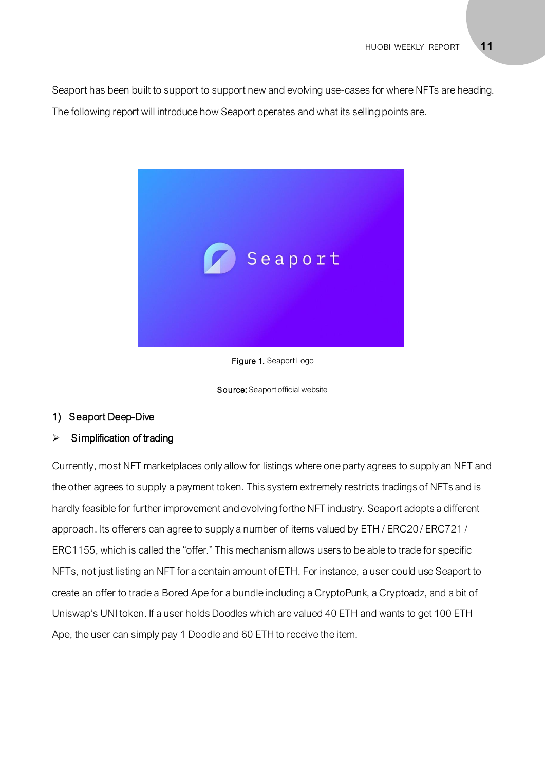Seaport has been built to support to support new and evolving use-cases for where NFTs are heading. The following report will introduce how Seaport operates and what its selling points are.

Figure 1. Seaport Logo

Source: Seaport official website

## 1) Seaport Deep-Dive

### ➢ Simplification of trading

Currently, most NFT marketplaces only allow for listings where one party agrees to supply an NFT and the other agrees to supply a payment token. This system extremely restricts tradings of NFTs and is hardly feasible for further improvement and evolving forthe NFT industry. Seaport adopts a different approach. Its offerers can agree to supply a number of items valued by ETH / ERC20 / ERC721 / ERC1155, which is called the "offer." This mechanism allows users to be able to trade for specific NFTs, not just listing an NFT for a centain amount of ETH. For instance, a user could use Seaport to create an offer to trade a Bored Ape for a bundle including a CryptoPunk, a Cryptoadz, and a bit of Uniswap's UNI token. If a user holds Doodles which are valued 40 ETH and wants to get 100 ETH Ape, the user can simply pay 1 Doodle and 60 ETH to receive the item.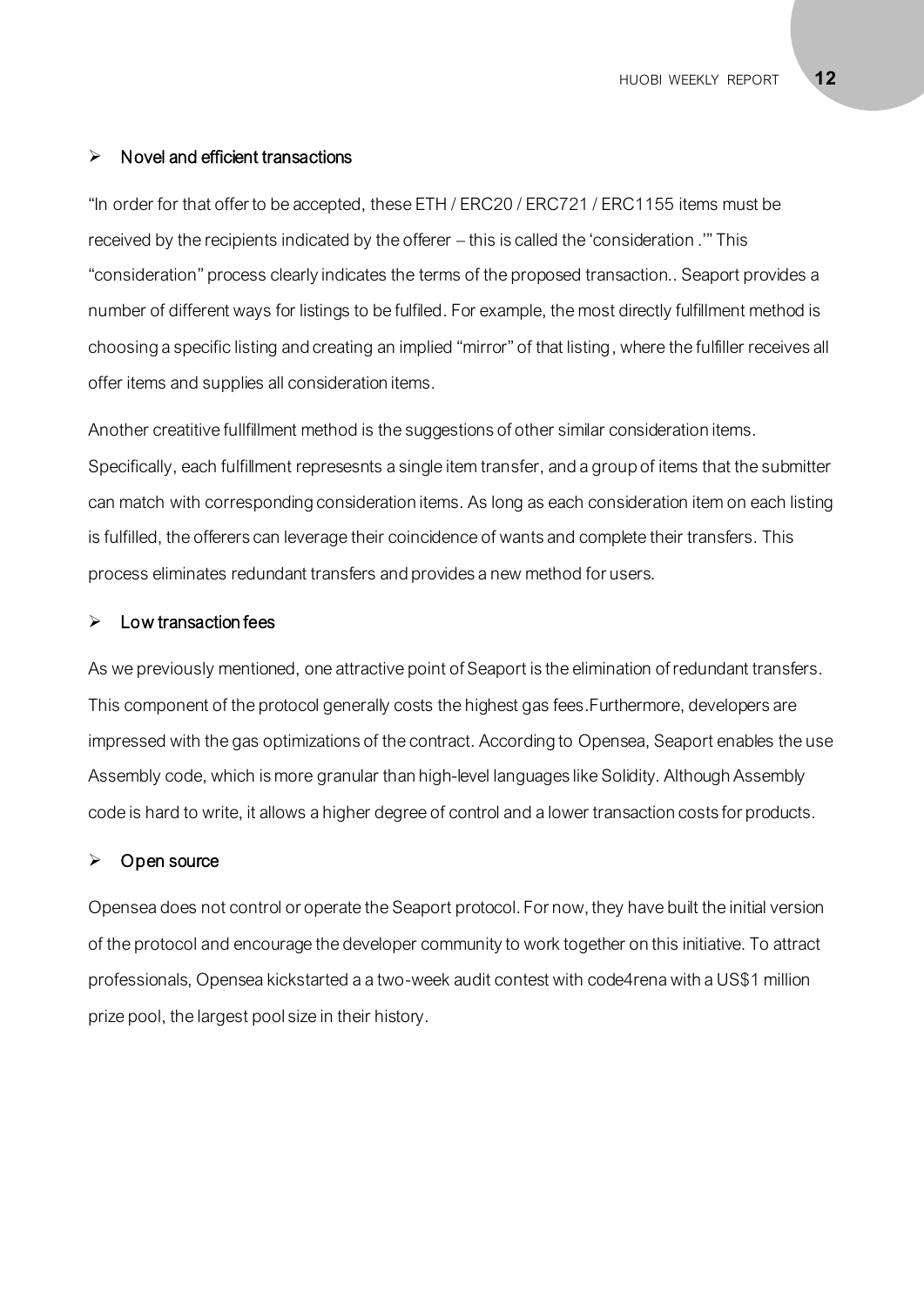- Novel and efficient transactions

"In order for that offer to be accepted, these ETH / ERC20 / ERC721 / ERC1155 items must be received by the recipients indicated by the offerer – this is called the 'consideration .'" This "consideration" process clearly indicates the terms of the proposed transaction.. Seaport provides a number of different ways for listings to be fulfiled. For example, the most directly fulfillment method is choosing a specific listing and creating an implied "mirror" of that listing, where the fulfiller receives all offer items and supplies all consideration items.

Another creatitive fullfillment method is the suggestions of other similar consideration items. Specifically, each fulfillment represesnts a single item transfer, and a group of items that the submitter can match with corresponding consideration items. As long as each consideration item on each listing is fulfilled, the offerers can leverage their coincidence of wants and complete their transfers. This process eliminates redundant transfers and provides a new method for users.

- Low transaction fees

As we previously mentioned, one attractive point of Seaport is the elimination of redundant transfers. This component of the protocol generally costs the highest gas fees.Furthermore, developers are impressed with the gas optimizations of the contract. According to Opensea, Seaport enables the use Assembly code, which is more granular than high-level languages like Solidity. Although Assembly code is hard to write, it allows a higher degree of control and a lower transaction costs for products.

- Open source

Opensea does not control or operate the Seaport protocol. For now, they have built the initial version of the protocol and encourage the developer community to work together on this initiative. To attract professionals, Opensea kickstarted a a two-week audit contest with code4rena with a US$1 million prize pool, the largest pool size in their history.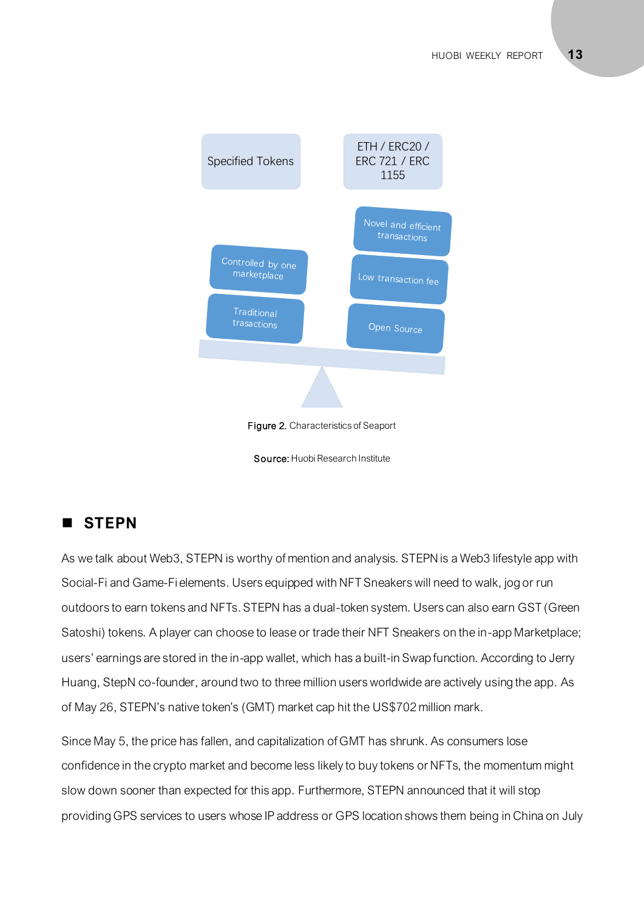Specified Tokens

ETH / ERC20 / ERC 721 / ERC 1155

Controlled by one marketplace

Traditional trasactions

Novel and efficient transactions

Low transaction fee

Open Source

Figure 2. Characteristics of Seaport

Source: Huobi Research Institute

## ■ STEPN

As we talk about Web3, STEPN is worthy of mention and analysis. STEPN is a Web3 lifestyle app with Social-Fi and Game-Fi elements. Users equipped with NFT Sneakers will need to walk, jog or run outdoors to earn tokens and NFTs. STEPN has a dual-token system. Users can also earn GST (Green Satoshi) tokens. A player can choose to lease or trade their NFT Sneakers on the in-app Marketplace; users' earnings are stored in the in-app wallet, which has a built-in Swap function. According to Jerry Huang, StepN co-founder, around two to three million users worldwide are actively using the app. As of May 26, STEPN's native token's (GMT) market cap hit the US$702 million mark.

Since May 5, the price has fallen, and capitalization of GMT has shrunk. As consumers lose confidence in the crypto market and become less likely to buy tokens or NFTs, the momentum might slow down sooner than expected for this app. Furthermore, STEPN announced that it will stop providing GPS services to users whose IP address or GPS location shows them being in China on July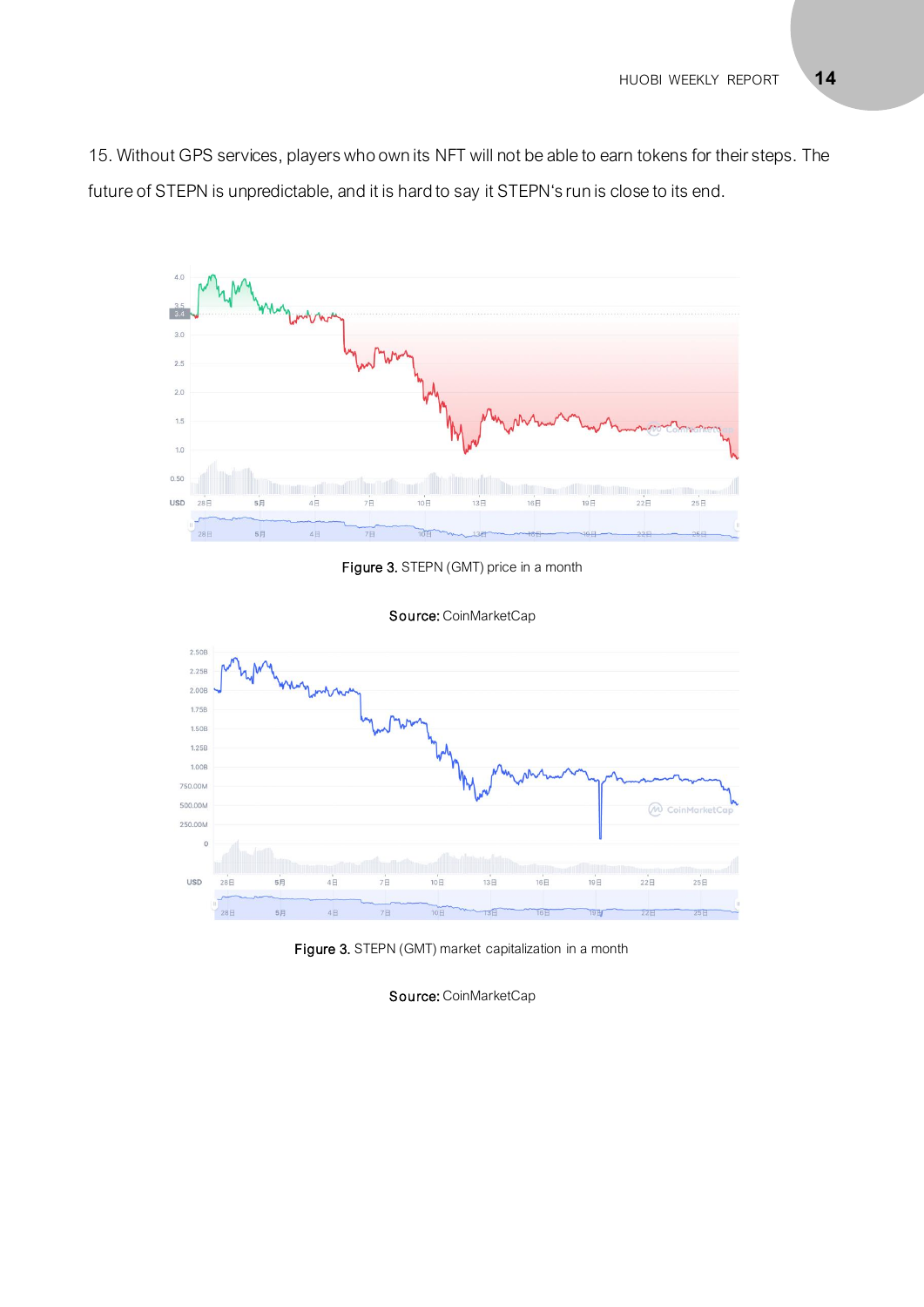15. Without GPS services, players who own its NFT will not be able to earn tokens for their steps. The future of STEPN is unpredictable, and it is hard to say it STEPN's run is close to its end.

**Figure 3.** STEPN (GMT) price in a month

**Source:** CoinMarketCap

**Figure 3.** STEPN (GMT) market capitalization in a month

**Source:** CoinMarketCap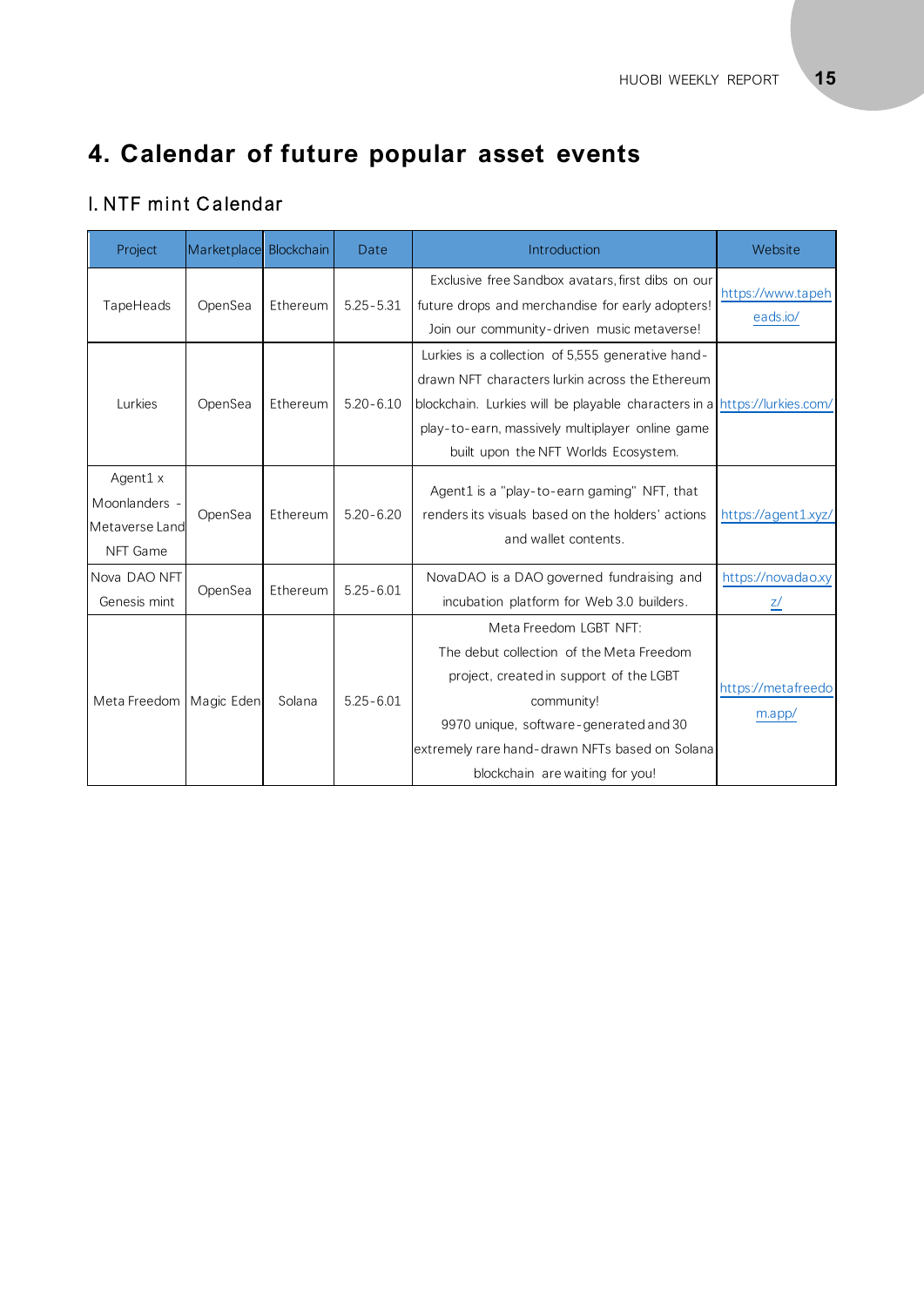# 4. Calendar of future popular asset events

## I. NTF mint Calendar

| Project | Marketplace | Blockchain | Date | Introduction | Website |
| --- | --- | --- | --- | --- | --- |
| TapeHeads | OpenSea | Ethereum | 5.25-5.31 | Exclusive free Sandbox avatars, first dibs on our future drops and merchandise for early adopters! Join our community-driven music metaverse! | https://www.tapeheads.io/ |
| Lurkies | OpenSea | Ethereum | 5.20-6.10 | Lurkies is a collection of 5,555 generative hand-drawn NFT characters lurkin across the Ethereum blockchain. Lurkies will be playable characters in a play-to-earn, massively multiplayer online game built upon the NFT Worlds Ecosystem. | https://lurkies.com/ |
| Agent1 x Moonlanders - Metaverse Land NFT Game | OpenSea | Ethereum | 5.20-6.20 | Agent1 is a "play-to-earn gaming" NFT, that renders its visuals based on the holders' actions and wallet contents. | https://agent1.xyz/ |
| Nova DAO NFT Genesis mint | OpenSea | Ethereum | 5.25-6.01 | NovaDAO is a DAO governed fundraising and incubation platform for Web 3.0 builders. | https://novadao.xyz/ |
| Meta Freedom | Magic Eden | Solana | 5.25-6.01 | Meta Freedom LGBT NFT: The debut collection of the Meta Freedom project, created in support of the LGBT community! 9970 unique, software-generated and 30 extremely rare hand-drawn NFTs based on Solana blockchain are waiting for you! | https://metafreedom.app/ |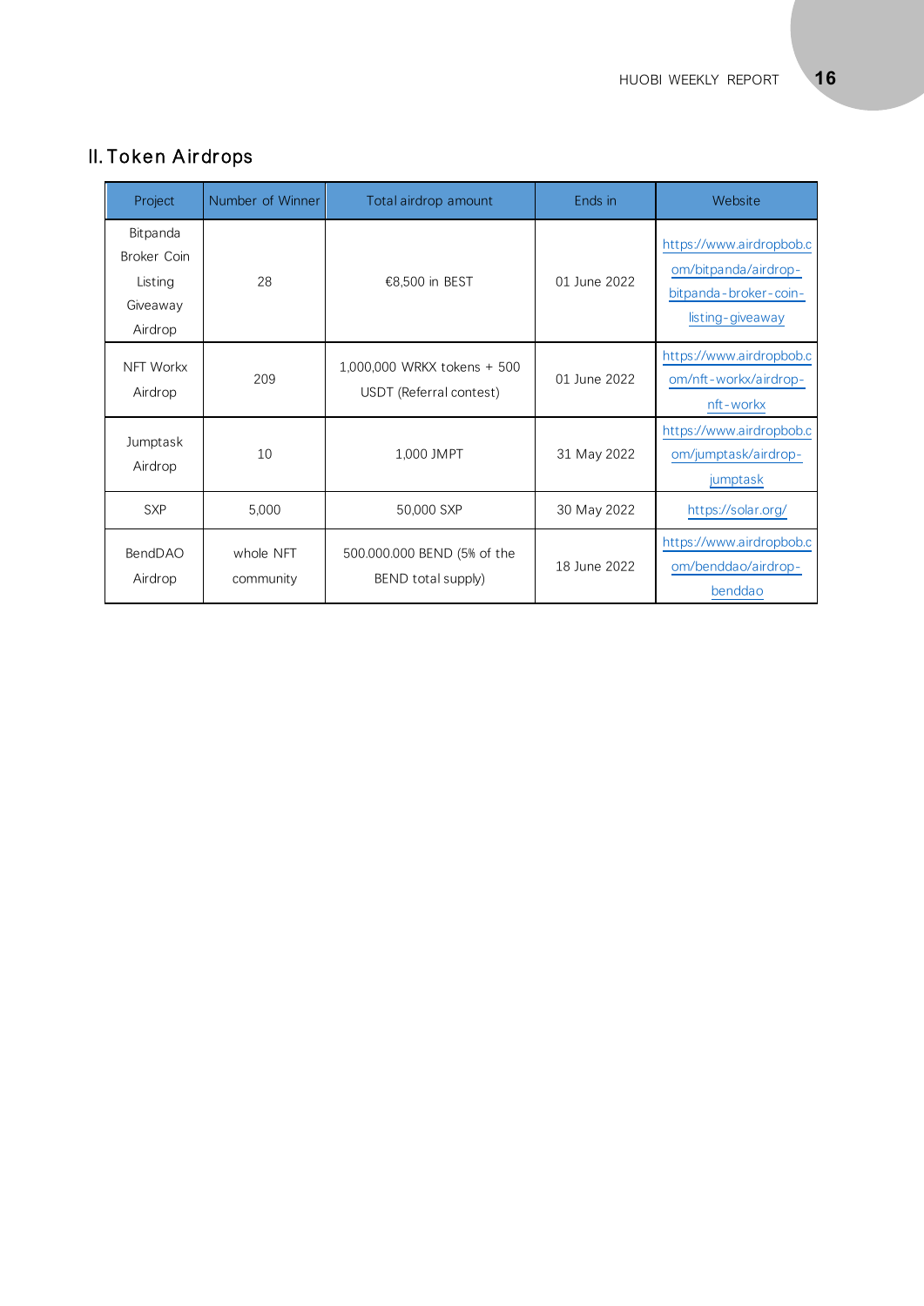## II. Token Airdrops

| Project | Number of Winner | Total airdrop amount | Ends in | Website |
|---|---|---|---|---|
| Bitpanda Broker Coin Listing Giveaway Airdrop | 28 | €8,500 in BEST | 01 June 2022 | https://www.airdropbob.com/bitpanda/airdrop-bitpanda-broker-coin-listing-giveaway |
| NFT Workx Airdrop | 209 | 1,000,000 WRKX tokens + 500 USDT (Referral contest) | 01 June 2022 | https://www.airdropbob.com/nft-workx/airdrop-nft-workx |
| Jumptask Airdrop | 10 | 1,000 JMPT | 31 May 2022 | https://www.airdropbob.com/jumptask/airdrop-jumptask |
| SXP | 5,000 | 50,000 SXP | 30 May 2022 | https://solar.org/ |
| BendDAO Airdrop | whole NFT community | 500.000.000 BEND (5% of the BEND total supply) | 18 June 2022 | https://www.airdropbob.com/benddao/airdrop-benddao |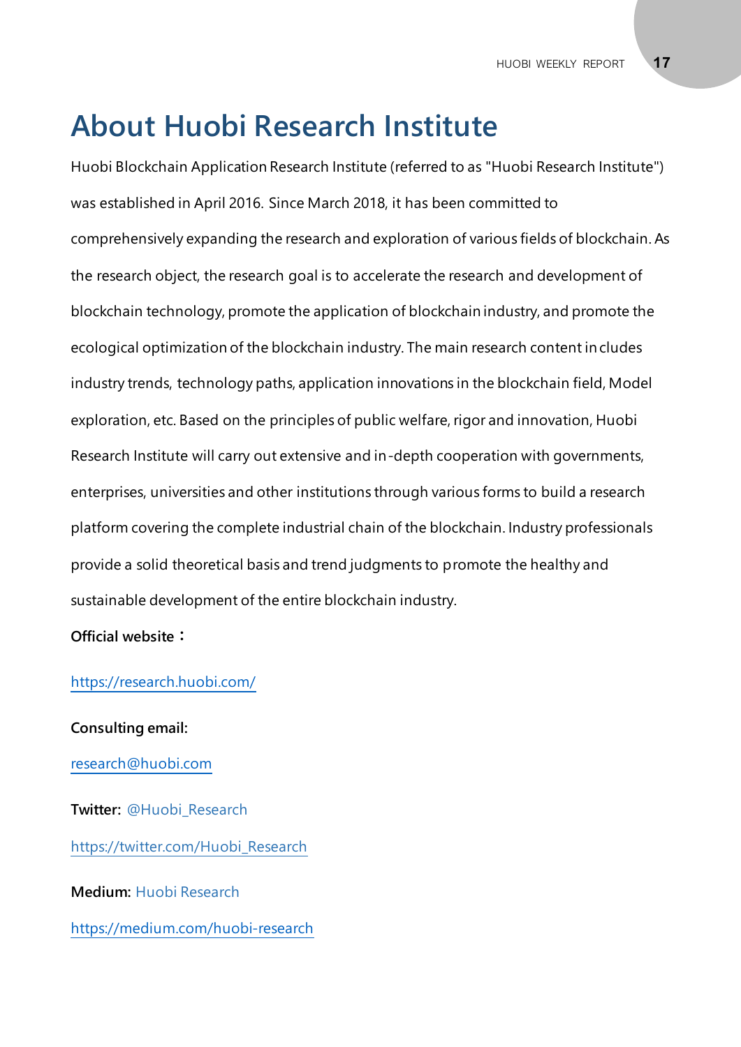# About Huobi Research Institute

Huobi Blockchain Application Research Institute (referred to as "Huobi Research Institute") was established in April 2016. Since March 2018, it has been committed to comprehensively expanding the research and exploration of various fields of blockchain. As the research object, the research goal is to accelerate the research and development of blockchain technology, promote the application of blockchain industry, and promote the ecological optimization of the blockchain industry. The main research content includes industry trends, technology paths, application innovations in the blockchain field, Model exploration, etc. Based on the principles of public welfare, rigor and innovation, Huobi Research Institute will carry out extensive and in-depth cooperation with governments, enterprises, universities and other institutions through various forms to build a research platform covering the complete industrial chain of the blockchain. Industry professionals provide a solid theoretical basis and trend judgments to promote the healthy and sustainable development of the entire blockchain industry.

**Official website：**

https://research.huobi.com/

**Consulting email:**

research@huobi.com

**Twitter:** @Huobi_Research

https://twitter.com/Huobi_Research

**Medium:** Huobi Research

https://medium.com/huobi-research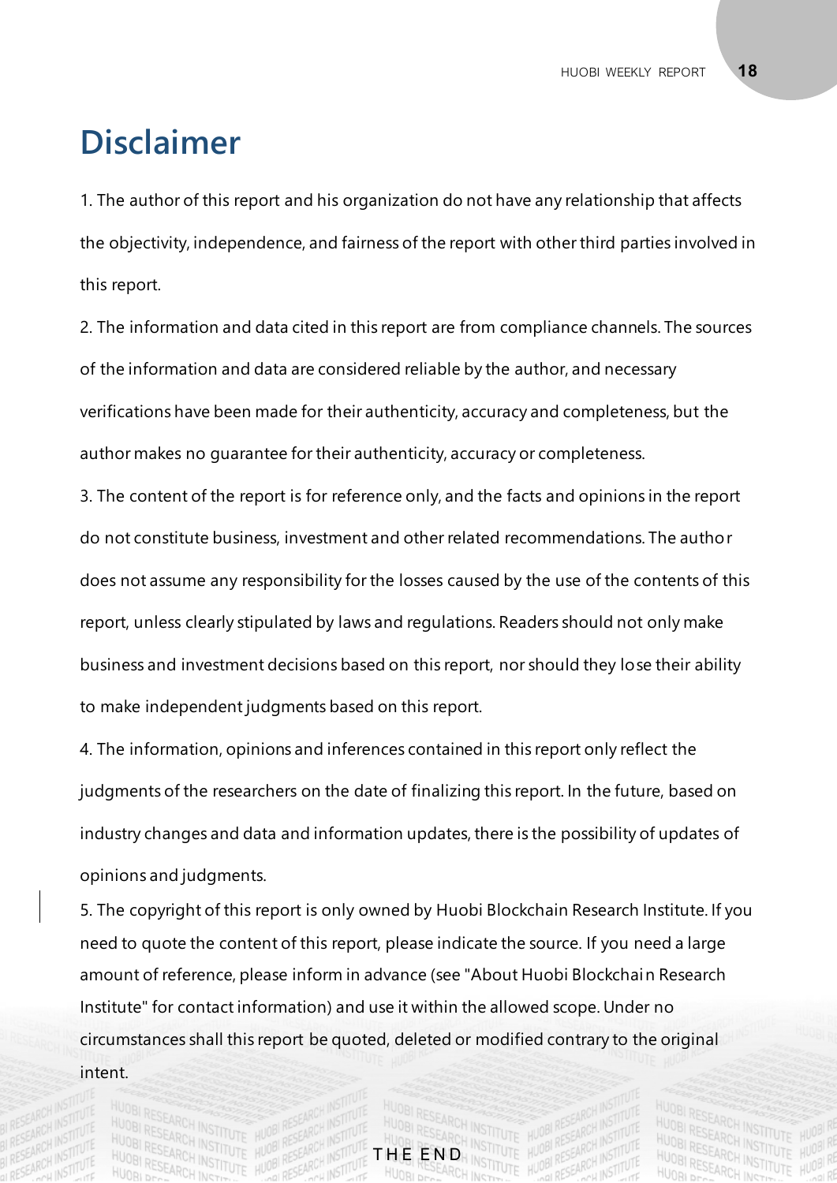# Disclaimer

1. The author of this report and his organization do not have any relationship that affects the objectivity, independence, and fairness of the report with other third parties involved in this report.

2. The information and data cited in this report are from compliance channels. The sources of the information and data are considered reliable by the author, and necessary verifications have been made for their authenticity, accuracy and completeness, but the author makes no guarantee for their authenticity, accuracy or completeness.

3. The content of the report is for reference only, and the facts and opinions in the report do not constitute business, investment and other related recommendations. The author does not assume any responsibility for the losses caused by the use of the contents of this report, unless clearly stipulated by laws and regulations. Readers should not only make business and investment decisions based on this report, nor should they lose their ability to make independent judgments based on this report.

4. The information, opinions and inferences contained in this report only reflect the judgments of the researchers on the date of finalizing this report. In the future, based on industry changes and data and information updates, there is the possibility of updates of opinions and judgments.

5. The copyright of this report is only owned by Huobi Blockchain Research Institute. If you need to quote the content of this report, please indicate the source. If you need a large amount of reference, please inform in advance (see "About Huobi Blockchain Research Institute" for contact information) and use it within the allowed scope. Under no circumstances shall this report be quoted, deleted or modified contrary to the original intent.

THE END